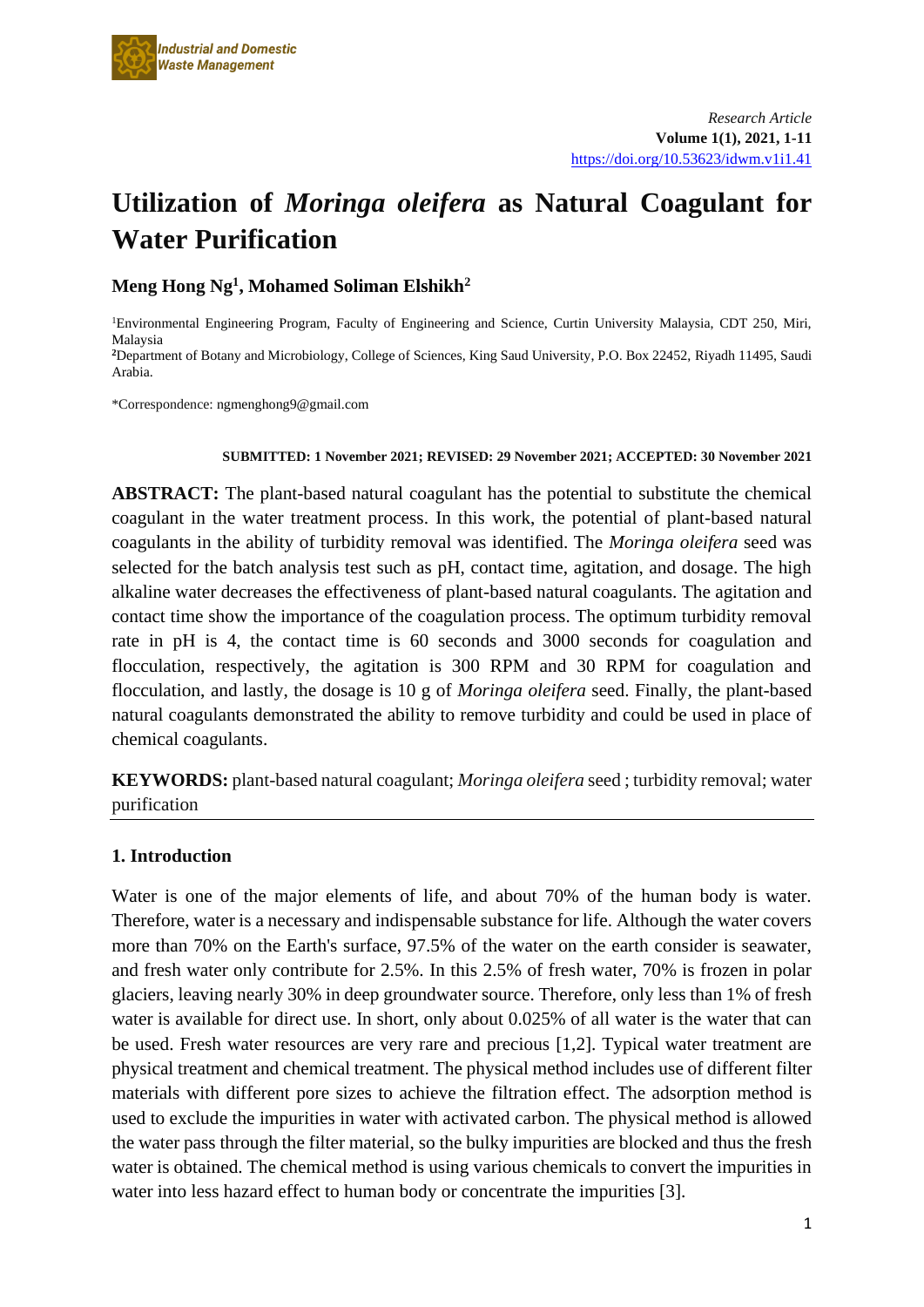Research Article

Volume 1(1), 2021, 1-11

https://doi.org/10.53623/idwm.v1i1.41

# Utilization of *Moringa oleifera* as Natural Coagulant for Water Purification

**Meng Hong Ng[1], Mohamed Soliman Elshikh[2]**

[1]Environmental Engineering Program, Faculty of Engineering and Science, Curtin University Malaysia, CDT 250, Miri, Malaysia

[2]Department of Botany and Microbiology, College of Sciences, King Saud University, P.O. Box 22452, Riyadh 11495, Saudi Arabia.

*Correspondence: ngmenghong9@gmail.com

**SUBMITTED: 1 November 2021; REVISED: 29 November 2021; ACCEPTED: 30 November 2021**

**ABSTRACT:** The plant-based natural coagulant has the potential to substitute the chemical coagulant in the water treatment process. In this work, the potential of plant-based natural coagulants in the ability of turbidity removal was identified. The *Moringa oleifera* seed was selected for the batch analysis test such as pH, contact time, agitation, and dosage. The high alkaline water decreases the effectiveness of plant-based natural coagulants. The agitation and contact time show the importance of the coagulation process. The optimum turbidity removal rate in pH is 4, the contact time is 60 seconds and 3000 seconds for coagulation and flocculation, respectively, the agitation is 300 RPM and 30 RPM for coagulation and flocculation, and lastly, the dosage is 10 g of *Moringa oleifera* seed. Finally, the plant-based natural coagulants demonstrated the ability to remove turbidity and could be used in place of chemical coagulants.

**KEYWORDS:** plant-based natural coagulant; *Moringa oleifera* seed ; turbidity removal; water purification

## 1. Introduction

Water is one of the major elements of life, and about 70% of the human body is water. Therefore, water is a necessary and indispensable substance for life. Although the water covers more than 70% on the Earth's surface, 97.5% of the water on the earth consider is seawater, and fresh water only contribute for 2.5%. In this 2.5% of fresh water, 70% is frozen in polar glaciers, leaving nearly 30% in deep groundwater source. Therefore, only less than 1% of fresh water is available for direct use. In short, only about 0.025% of all water is the water that can be used. Fresh water resources are very rare and precious [1,2]. Typical water treatment are physical treatment and chemical treatment. The physical method includes use of different filter materials with different pore sizes to achieve the filtration effect. The adsorption method is used to exclude the impurities in water with activated carbon. The physical method is allowed the water pass through the filter material, so the bulky impurities are blocked and thus the fresh water is obtained. The chemical method is using various chemicals to convert the impurities in water into less hazard effect to human body or concentrate the impurities [3].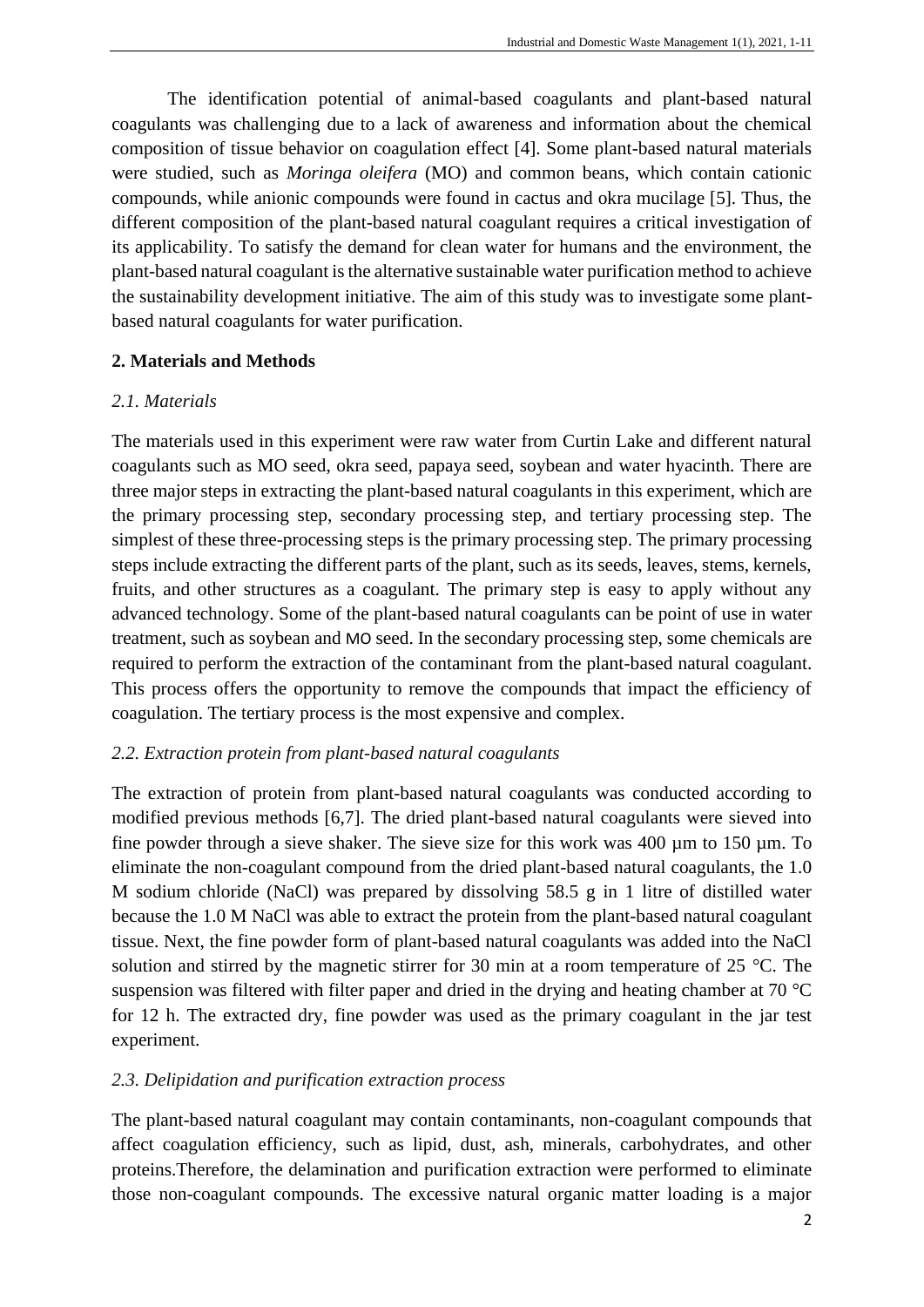The identification potential of animal-based coagulants and plant-based natural coagulants was challenging due to a lack of awareness and information about the chemical composition of tissue behavior on coagulation effect [4]. Some plant-based natural materials were studied, such as *Moringa oleifera* (MO) and common beans, which contain cationic compounds, while anionic compounds were found in cactus and okra mucilage [5]. Thus, the different composition of the plant-based natural coagulant requires a critical investigation of its applicability. To satisfy the demand for clean water for humans and the environment, the plant-based natural coagulant is the alternative sustainable water purification method to achieve the sustainability development initiative. The aim of this study was to investigate some plant-based natural coagulants for water purification.

## 2. Materials and Methods

### *2.1. Materials*

The materials used in this experiment were raw water from Curtin Lake and different natural coagulants such as MO seed, okra seed, papaya seed, soybean and water hyacinth. There are three major steps in extracting the plant-based natural coagulants in this experiment, which are the primary processing step, secondary processing step, and tertiary processing step. The simplest of these three-processing steps is the primary processing step. The primary processing steps include extracting the different parts of the plant, such as its seeds, leaves, stems, kernels, fruits, and other structures as a coagulant. The primary step is easy to apply without any advanced technology. Some of the plant-based natural coagulants can be point of use in water treatment, such as soybean and MO seed. In the secondary processing step, some chemicals are required to perform the extraction of the contaminant from the plant-based natural coagulant. This process offers the opportunity to remove the compounds that impact the efficiency of coagulation. The tertiary process is the most expensive and complex.

### *2.2. Extraction protein from plant-based natural coagulants*

The extraction of protein from plant-based natural coagulants was conducted according to modified previous methods [6,7]. The dried plant-based natural coagulants were sieved into fine powder through a sieve shaker. The sieve size for this work was 400 µm to 150 µm. To eliminate the non-coagulant compound from the dried plant-based natural coagulants, the 1.0 M sodium chloride (NaCl) was prepared by dissolving 58.5 g in 1 litre of distilled water because the 1.0 M NaCl was able to extract the protein from the plant-based natural coagulant tissue. Next, the fine powder form of plant-based natural coagulants was added into the NaCl solution and stirred by the magnetic stirrer for 30 min at a room temperature of 25 °C. The suspension was filtered with filter paper and dried in the drying and heating chamber at 70 °C for 12 h. The extracted dry, fine powder was used as the primary coagulant in the jar test experiment.

### *2.3. Delipidation and purification extraction process*

The plant-based natural coagulant may contain contaminants, non-coagulant compounds that affect coagulation efficiency, such as lipid, dust, ash, minerals, carbohydrates, and other proteins.Therefore, the delamination and purification extraction were performed to eliminate those non-coagulant compounds. The excessive natural organic matter loading is a major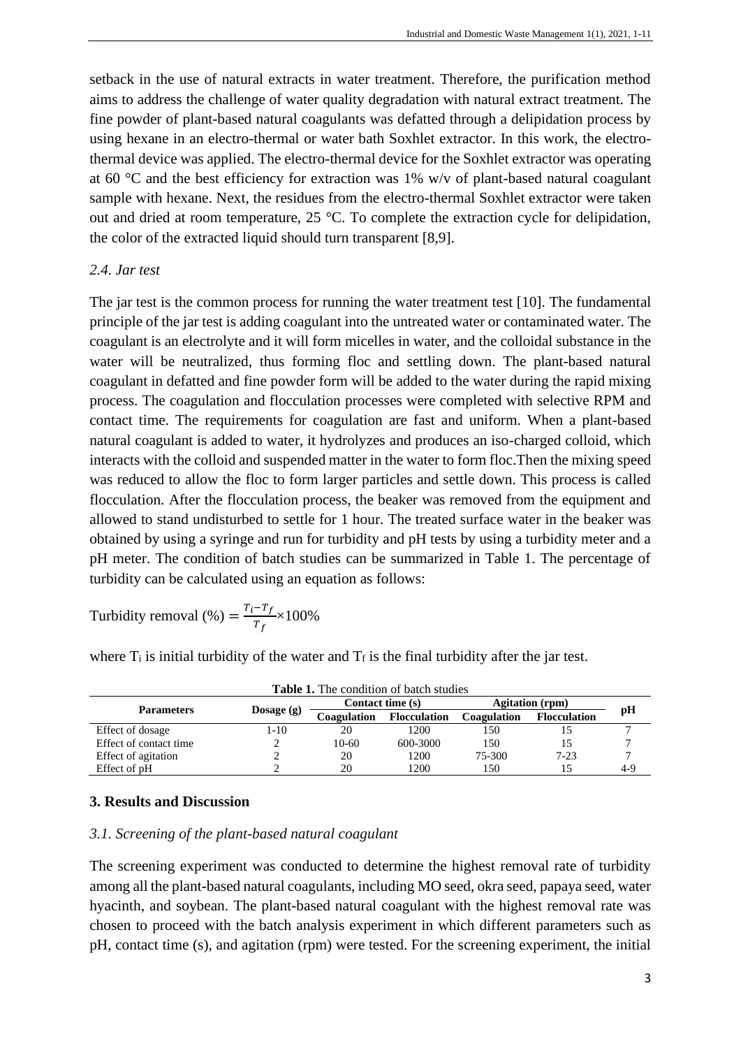setback in the use of natural extracts in water treatment. Therefore, the purification method aims to address the challenge of water quality degradation with natural extract treatment. The fine powder of plant-based natural coagulants was defatted through a delipidation process by using hexane in an electro-thermal or water bath Soxhlet extractor. In this work, the electro-thermal device was applied. The electro-thermal device for the Soxhlet extractor was operating at 60 °C and the best efficiency for extraction was 1% w/v of plant-based natural coagulant sample with hexane. Next, the residues from the electro-thermal Soxhlet extractor were taken out and dried at room temperature, 25 °C. To complete the extraction cycle for delipidation, the color of the extracted liquid should turn transparent [8,9].

### *2.4. Jar test*

The jar test is the common process for running the water treatment test [10]. The fundamental principle of the jar test is adding coagulant into the untreated water or contaminated water. The coagulant is an electrolyte and it will form micelles in water, and the colloidal substance in the water will be neutralized, thus forming floc and settling down. The plant-based natural coagulant in defatted and fine powder form will be added to the water during the rapid mixing process. The coagulation and flocculation processes were completed with selective RPM and contact time. The requirements for coagulation are fast and uniform. When a plant-based natural coagulant is added to water, it hydrolyzes and produces an iso-charged colloid, which interacts with the colloid and suspended matter in the water to form floc.Then the mixing speed was reduced to allow the floc to form larger particles and settle down. This process is called flocculation. After the flocculation process, the beaker was removed from the equipment and allowed to stand undisturbed to settle for 1 hour. The treated surface water in the beaker was obtained by using a syringe and run for turbidity and pH tests by using a turbidity meter and a pH meter. The condition of batch studies can be summarized in Table 1. The percentage of turbidity can be calculated using an equation as follows:

$$\text{Turbidity removal (\%)} = \frac{T_i - T_f}{T_f} \times 100\%$$

where $T_i$ is initial turbidity of the water and $T_f$ is the final turbidity after the jar test.

**Table 1.** The condition of batch studies

| Parameters | Dosage (g) | Contact time (s) | | Agitation (rpm) | | pH |
|---|---|---|---|---|---|---|
| | | Coagulation | Flocculation | Coagulation | Flocculation | |
| Effect of dosage | 1-10 | 20 | 1200 | 150 | 15 | 7 |
| Effect of contact time | 2 | 10-60 | 600-3000 | 150 | 15 | 7 |
| Effect of agitation | 2 | 20 | 1200 | 75-300 | 7-23 | 7 |
| Effect of pH | 2 | 20 | 1200 | 150 | 15 | 4-9 |

## 3. Results and Discussion

### *3.1. Screening of the plant-based natural coagulant*

The screening experiment was conducted to determine the highest removal rate of turbidity among all the plant-based natural coagulants, including MO seed, okra seed, papaya seed, water hyacinth, and soybean. The plant-based natural coagulant with the highest removal rate was chosen to proceed with the batch analysis experiment in which different parameters such as pH, contact time (s), and agitation (rpm) were tested. For the screening experiment, the initial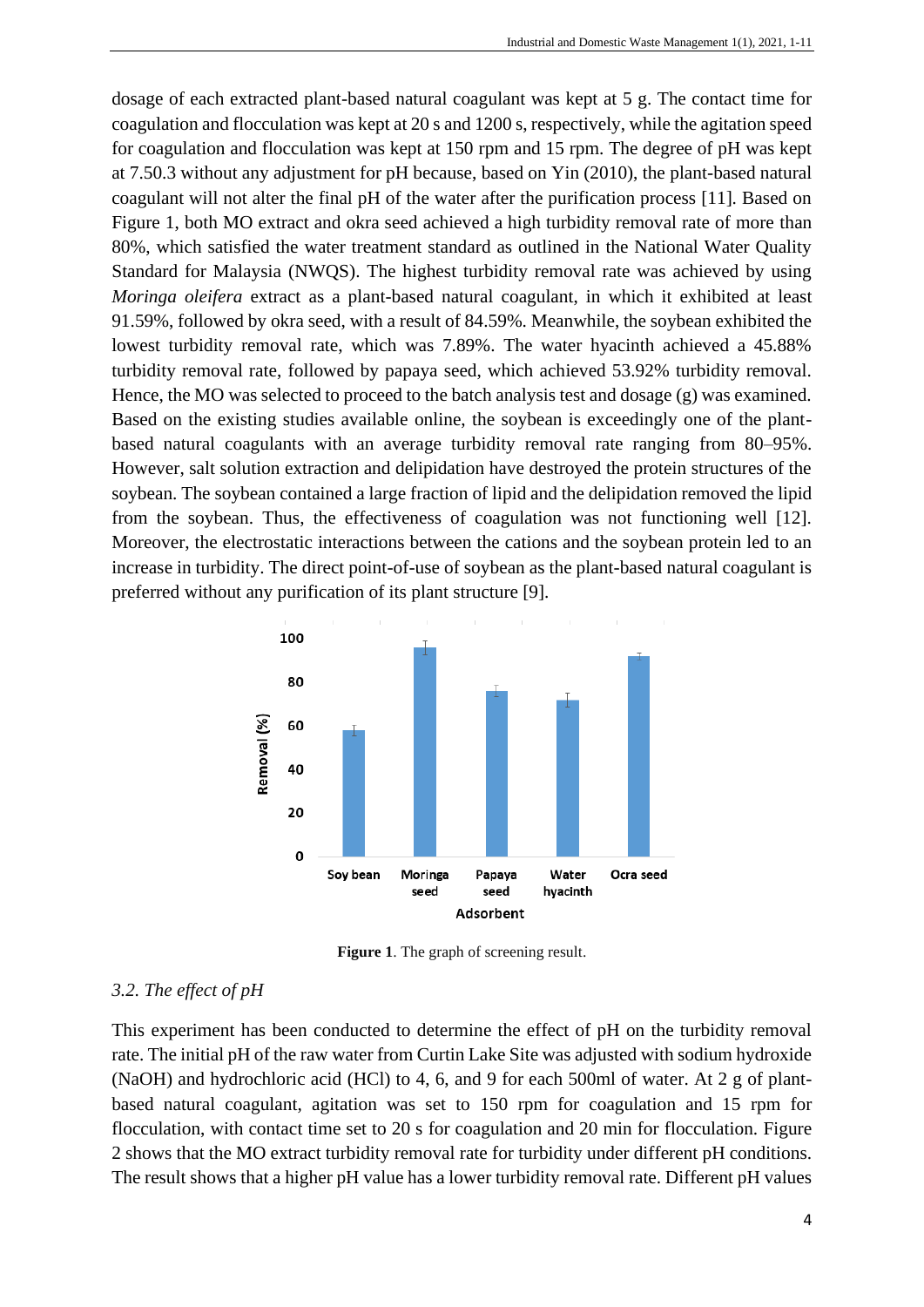dosage of each extracted plant-based natural coagulant was kept at 5 g. The contact time for coagulation and flocculation was kept at 20 s and 1200 s, respectively, while the agitation speed for coagulation and flocculation was kept at 150 rpm and 15 rpm. The degree of pH was kept at 7.50.3 without any adjustment for pH because, based on Yin (2010), the plant-based natural coagulant will not alter the final pH of the water after the purification process [11]. Based on Figure 1, both MO extract and okra seed achieved a high turbidity removal rate of more than 80%, which satisfied the water treatment standard as outlined in the National Water Quality Standard for Malaysia (NWQS). The highest turbidity removal rate was achieved by using *Moringa oleifera* extract as a plant-based natural coagulant, in which it exhibited at least 91.59%, followed by okra seed, with a result of 84.59%. Meanwhile, the soybean exhibited the lowest turbidity removal rate, which was 7.89%. The water hyacinth achieved a 45.88% turbidity removal rate, followed by papaya seed, which achieved 53.92% turbidity removal. Hence, the MO was selected to proceed to the batch analysis test and dosage (g) was examined. Based on the existing studies available online, the soybean is exceedingly one of the plant-based natural coagulants with an average turbidity removal rate ranging from 80–95%. However, salt solution extraction and delipidation have destroyed the protein structures of the soybean. The soybean contained a large fraction of lipid and the delipidation removed the lipid from the soybean. Thus, the effectiveness of coagulation was not functioning well [12]. Moreover, the electrostatic interactions between the cations and the soybean protein led to an increase in turbidity. The direct point-of-use of soybean as the plant-based natural coagulant is preferred without any purification of its plant structure [9].

**Figure 1**. The graph of screening result.

### 3.2. The effect of pH

This experiment has been conducted to determine the effect of pH on the turbidity removal rate. The initial pH of the raw water from Curtin Lake Site was adjusted with sodium hydroxide (NaOH) and hydrochloric acid (HCl) to 4, 6, and 9 for each 500ml of water. At 2 g of plant-based natural coagulant, agitation was set to 150 rpm for coagulation and 15 rpm for flocculation, with contact time set to 20 s for coagulation and 20 min for flocculation. Figure 2 shows that the MO extract turbidity removal rate for turbidity under different pH conditions. The result shows that a higher pH value has a lower turbidity removal rate. Different pH values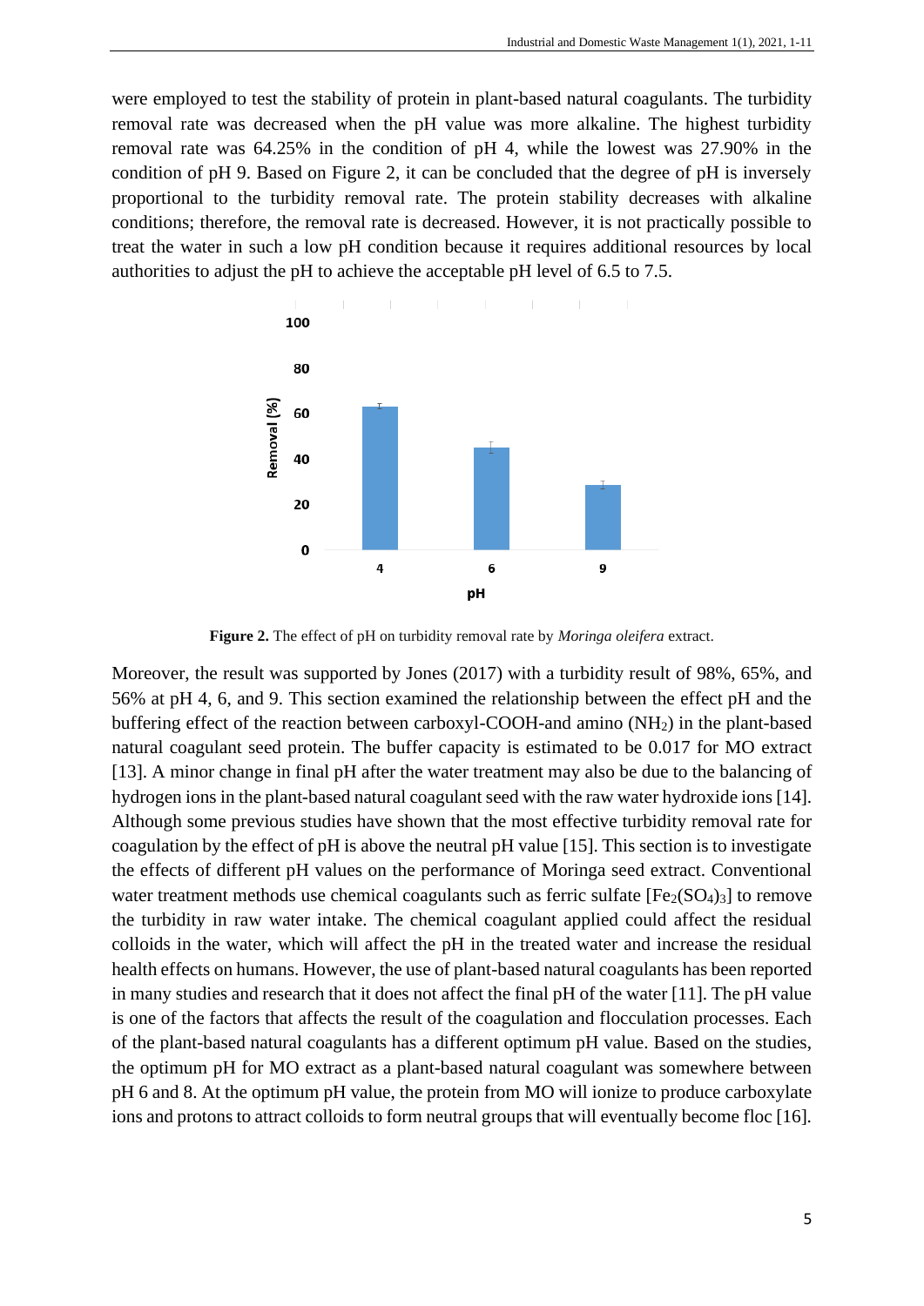were employed to test the stability of protein in plant-based natural coagulants. The turbidity removal rate was decreased when the pH value was more alkaline. The highest turbidity removal rate was 64.25% in the condition of pH 4, while the lowest was 27.90% in the condition of pH 9. Based on Figure 2, it can be concluded that the degree of pH is inversely proportional to the turbidity removal rate. The protein stability decreases with alkaline conditions; therefore, the removal rate is decreased. However, it is not practically possible to treat the water in such a low pH condition because it requires additional resources by local authorities to adjust the pH to achieve the acceptable pH level of 6.5 to 7.5.

**Figure 2.** The effect of pH on turbidity removal rate by *Moringa oleifera* extract.

Moreover, the result was supported by Jones (2017) with a turbidity result of 98%, 65%, and 56% at pH 4, 6, and 9. This section examined the relationship between the effect pH and the buffering effect of the reaction between carboxyl-COOH-and amino ($NH_2$) in the plant-based natural coagulant seed protein. The buffer capacity is estimated to be 0.017 for MO extract [13]. A minor change in final pH after the water treatment may also be due to the balancing of hydrogen ions in the plant-based natural coagulant seed with the raw water hydroxide ions [14]. Although some previous studies have shown that the most effective turbidity removal rate for coagulation by the effect of pH is above the neutral pH value [15]. This section is to investigate the effects of different pH values on the performance of Moringa seed extract. Conventional water treatment methods use chemical coagulants such as ferric sulfate [$Fe_2(SO_4)_3$] to remove the turbidity in raw water intake. The chemical coagulant applied could affect the residual colloids in the water, which will affect the pH in the treated water and increase the residual health effects on humans. However, the use of plant-based natural coagulants has been reported in many studies and research that it does not affect the final pH of the water [11]. The pH value is one of the factors that affects the result of the coagulation and flocculation processes. Each of the plant-based natural coagulants has a different optimum pH value. Based on the studies, the optimum pH for MO extract as a plant-based natural coagulant was somewhere between pH 6 and 8. At the optimum pH value, the protein from MO will ionize to produce carboxylate ions and protons to attract colloids to form neutral groups that will eventually become floc [16].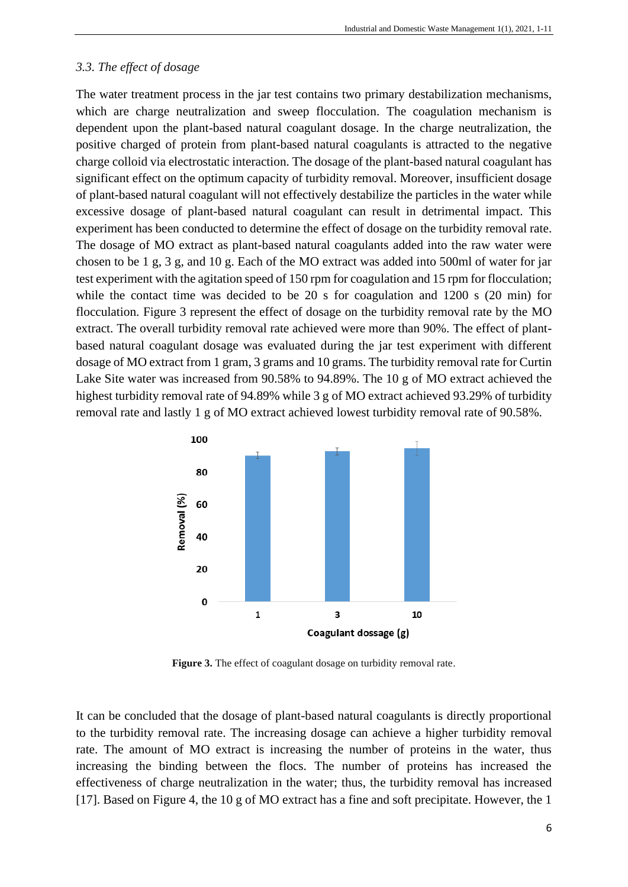*3.3. The effect of dosage*

The water treatment process in the jar test contains two primary destabilization mechanisms, which are charge neutralization and sweep flocculation. The coagulation mechanism is dependent upon the plant-based natural coagulant dosage. In the charge neutralization, the positive charged of protein from plant-based natural coagulants is attracted to the negative charge colloid via electrostatic interaction. The dosage of the plant-based natural coagulant has significant effect on the optimum capacity of turbidity removal. Moreover, insufficient dosage of plant-based natural coagulant will not effectively destabilize the particles in the water while excessive dosage of plant-based natural coagulant can result in detrimental impact. This experiment has been conducted to determine the effect of dosage on the turbidity removal rate. The dosage of MO extract as plant-based natural coagulants added into the raw water were chosen to be 1 g, 3 g, and 10 g. Each of the MO extract was added into 500ml of water for jar test experiment with the agitation speed of 150 rpm for coagulation and 15 rpm for flocculation; while the contact time was decided to be 20 s for coagulation and 1200 s (20 min) for flocculation. Figure 3 represent the effect of dosage on the turbidity removal rate by the MO extract. The overall turbidity removal rate achieved were more than 90%. The effect of plant-based natural coagulant dosage was evaluated during the jar test experiment with different dosage of MO extract from 1 gram, 3 grams and 10 grams. The turbidity removal rate for Curtin Lake Site water was increased from 90.58% to 94.89%. The 10 g of MO extract achieved the highest turbidity removal rate of 94.89% while 3 g of MO extract achieved 93.29% of turbidity removal rate and lastly 1 g of MO extract achieved lowest turbidity removal rate of 90.58%.

**Figure 3.** The effect of coagulant dosage on turbidity removal rate.

It can be concluded that the dosage of plant-based natural coagulants is directly proportional to the turbidity removal rate. The increasing dosage can achieve a higher turbidity removal rate. The amount of MO extract is increasing the number of proteins in the water, thus increasing the binding between the flocs. The number of proteins has increased the effectiveness of charge neutralization in the water; thus, the turbidity removal has increased [17]. Based on Figure 4, the 10 g of MO extract has a fine and soft precipitate. However, the 1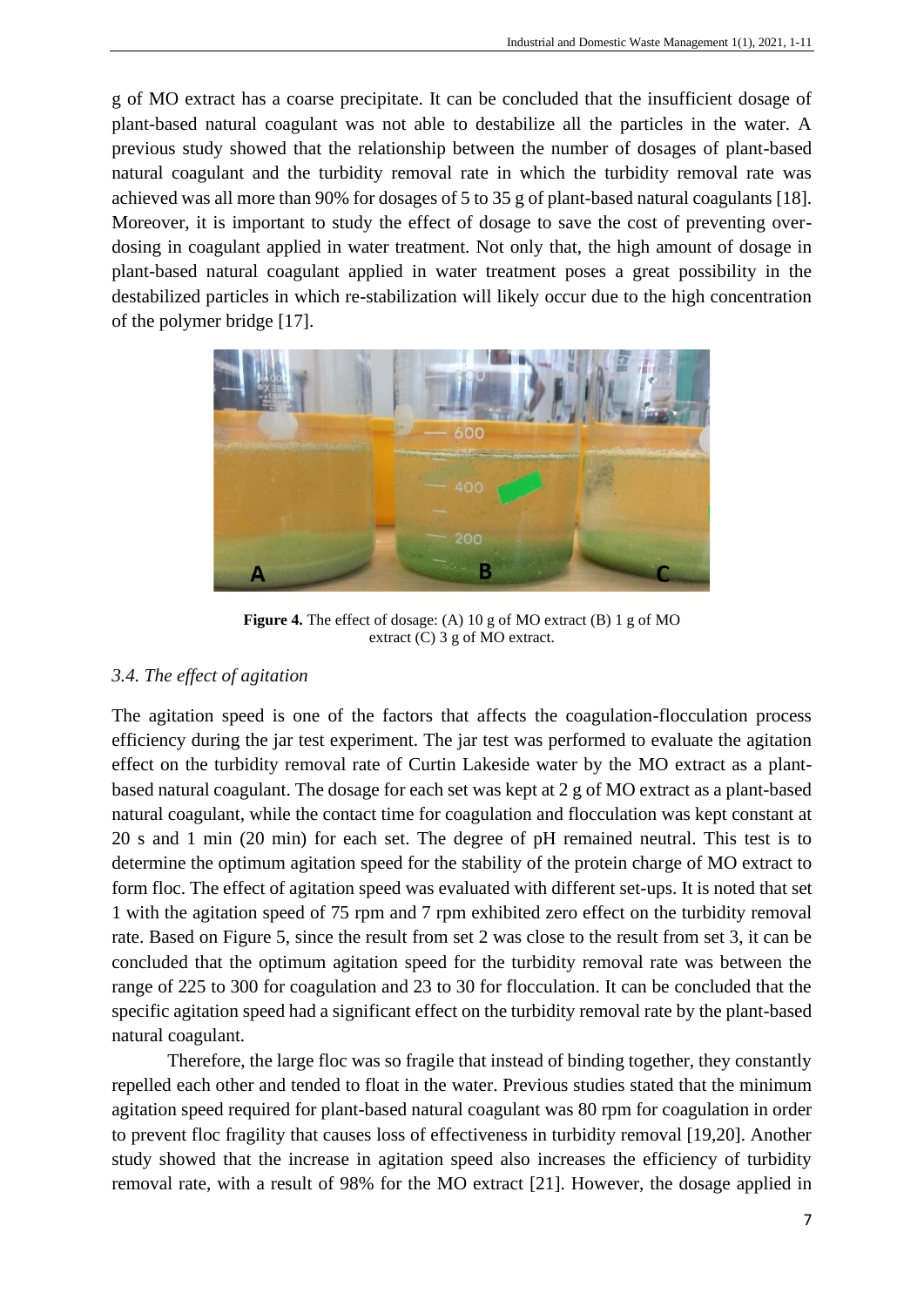g of MO extract has a coarse precipitate. It can be concluded that the insufficient dosage of plant-based natural coagulant was not able to destabilize all the particles in the water. A previous study showed that the relationship between the number of dosages of plant-based natural coagulant and the turbidity removal rate in which the turbidity removal rate was achieved was all more than 90% for dosages of 5 to 35 g of plant-based natural coagulants [18]. Moreover, it is important to study the effect of dosage to save the cost of preventing over-dosing in coagulant applied in water treatment. Not only that, the high amount of dosage in plant-based natural coagulant applied in water treatment poses a great possibility in the destabilized particles in which re-stabilization will likely occur due to the high concentration of the polymer bridge [17].

**Figure 4.** The effect of dosage: (A) 10 g of MO extract (B) 1 g of MO extract (C) 3 g of MO extract.

### *3.4. The effect of agitation*

The agitation speed is one of the factors that affects the coagulation-flocculation process efficiency during the jar test experiment. The jar test was performed to evaluate the agitation effect on the turbidity removal rate of Curtin Lakeside water by the MO extract as a plant-based natural coagulant. The dosage for each set was kept at 2 g of MO extract as a plant-based natural coagulant, while the contact time for coagulation and flocculation was kept constant at 20 s and 1 min (20 min) for each set. The degree of pH remained neutral. This test is to determine the optimum agitation speed for the stability of the protein charge of MO extract to form floc. The effect of agitation speed was evaluated with different set-ups. It is noted that set 1 with the agitation speed of 75 rpm and 7 rpm exhibited zero effect on the turbidity removal rate. Based on Figure 5, since the result from set 2 was close to the result from set 3, it can be concluded that the optimum agitation speed for the turbidity removal rate was between the range of 225 to 300 for coagulation and 23 to 30 for flocculation. It can be concluded that the specific agitation speed had a significant effect on the turbidity removal rate by the plant-based natural coagulant.

Therefore, the large floc was so fragile that instead of binding together, they constantly repelled each other and tended to float in the water. Previous studies stated that the minimum agitation speed required for plant-based natural coagulant was 80 rpm for coagulation in order to prevent floc fragility that causes loss of effectiveness in turbidity removal [19,20]. Another study showed that the increase in agitation speed also increases the efficiency of turbidity removal rate, with a result of 98% for the MO extract [21]. However, the dosage applied in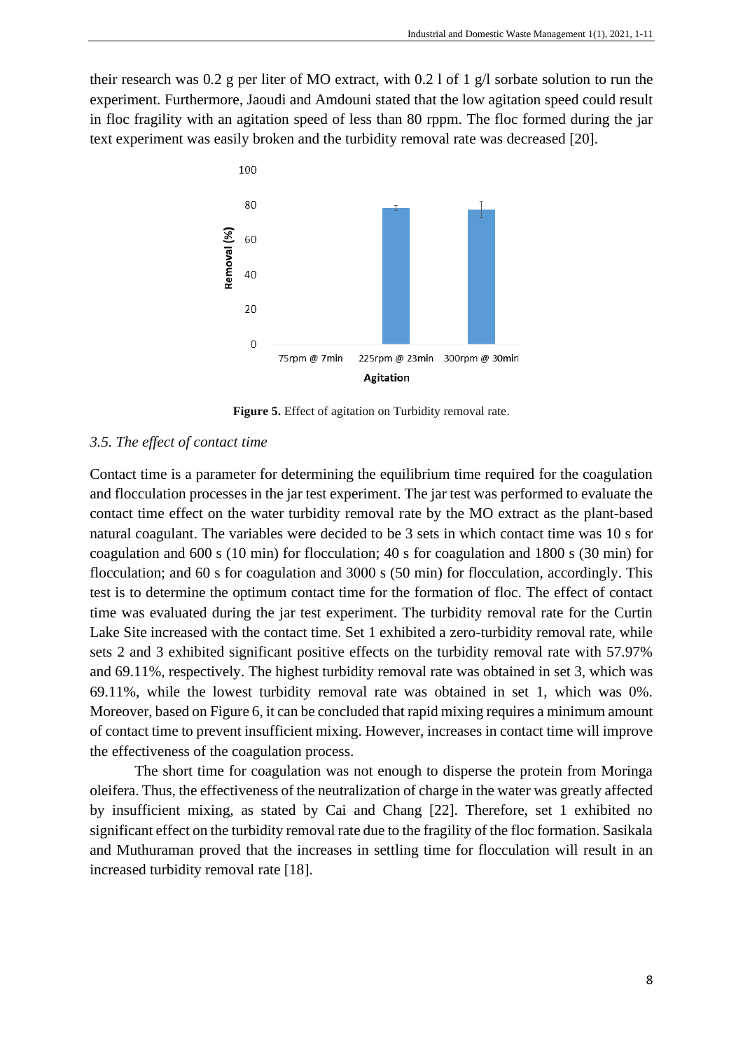their research was 0.2 g per liter of MO extract, with 0.2 l of 1 g/l sorbate solution to run the experiment. Furthermore, Jaoudi and Amdouni stated that the low agitation speed could result in floc fragility with an agitation speed of less than 80 rppm. The floc formed during the jar text experiment was easily broken and the turbidity removal rate was decreased [20].

**Figure 5.** Effect of agitation on Turbidity removal rate.

### *3.5. The effect of contact time*

Contact time is a parameter for determining the equilibrium time required for the coagulation and flocculation processes in the jar test experiment. The jar test was performed to evaluate the contact time effect on the water turbidity removal rate by the MO extract as the plant-based natural coagulant. The variables were decided to be 3 sets in which contact time was 10 s for coagulation and 600 s (10 min) for flocculation; 40 s for coagulation and 1800 s (30 min) for flocculation; and 60 s for coagulation and 3000 s (50 min) for flocculation, accordingly. This test is to determine the optimum contact time for the formation of floc. The effect of contact time was evaluated during the jar test experiment. The turbidity removal rate for the Curtin Lake Site increased with the contact time. Set 1 exhibited a zero-turbidity removal rate, while sets 2 and 3 exhibited significant positive effects on the turbidity removal rate with 57.97% and 69.11%, respectively. The highest turbidity removal rate was obtained in set 3, which was 69.11%, while the lowest turbidity removal rate was obtained in set 1, which was 0%. Moreover, based on Figure 6, it can be concluded that rapid mixing requires a minimum amount of contact time to prevent insufficient mixing. However, increases in contact time will improve the effectiveness of the coagulation process.

The short time for coagulation was not enough to disperse the protein from Moringa oleifera. Thus, the effectiveness of the neutralization of charge in the water was greatly affected by insufficient mixing, as stated by Cai and Chang [22]. Therefore, set 1 exhibited no significant effect on the turbidity removal rate due to the fragility of the floc formation. Sasikala and Muthuraman proved that the increases in settling time for flocculation will result in an increased turbidity removal rate [18].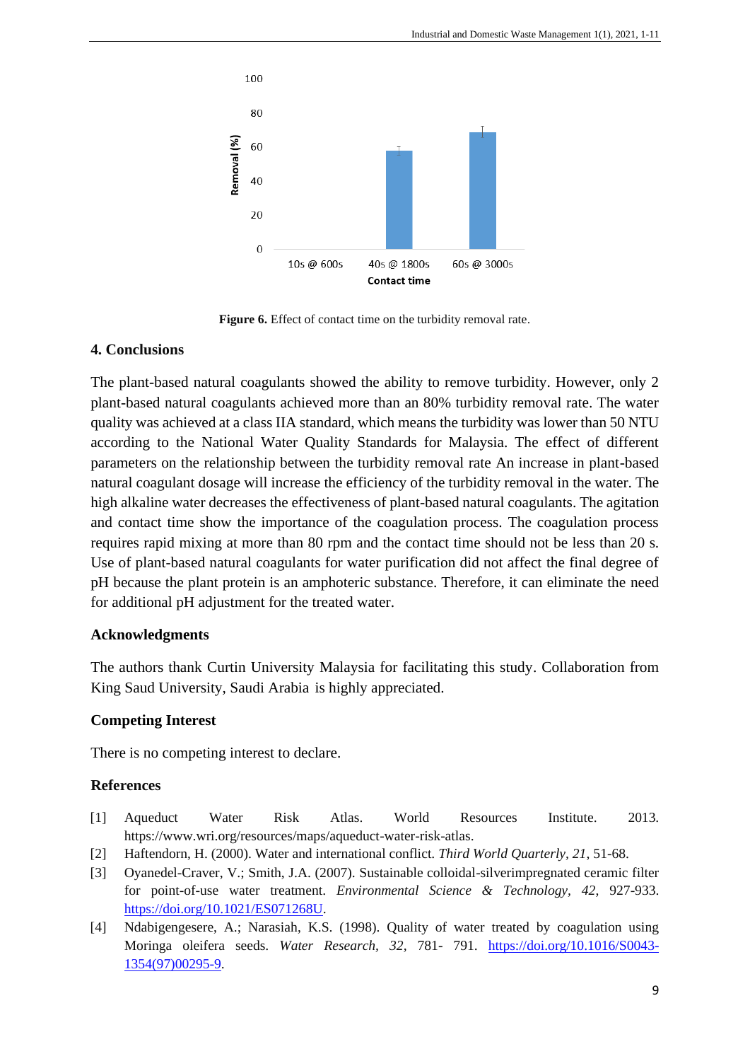Figure 6. Effect of contact time on the turbidity removal rate.

## 4. Conclusions

The plant-based natural coagulants showed the ability to remove turbidity. However, only 2 plant-based natural coagulants achieved more than an 80% turbidity removal rate. The water quality was achieved at a class IIA standard, which means the turbidity was lower than 50 NTU according to the National Water Quality Standards for Malaysia. The effect of different parameters on the relationship between the turbidity removal rate An increase in plant-based natural coagulant dosage will increase the efficiency of the turbidity removal in the water. The high alkaline water decreases the effectiveness of plant-based natural coagulants. The agitation and contact time show the importance of the coagulation process. The coagulation process requires rapid mixing at more than 80 rpm and the contact time should not be less than 20 s. Use of plant-based natural coagulants for water purification did not affect the final degree of pH because the plant protein is an amphoteric substance. Therefore, it can eliminate the need for additional pH adjustment for the treated water.

## Acknowledgments

The authors thank Curtin University Malaysia for facilitating this study. Collaboration from King Saud University, Saudi Arabia is highly appreciated.

## Competing Interest

There is no competing interest to declare.

## References

[1] Aqueduct Water Risk Atlas. World Resources Institute. 2013. https://www.wri.org/resources/maps/aqueduct-water-risk-atlas.

[2] Haftendorn, H. (2000). Water and international conflict. *Third World Quarterly, 21*, 51-68.

[3] Oyanedel-Craver, V.; Smith, J.A. (2007). Sustainable colloidal-silverimpregnated ceramic filter for point-of-use water treatment. *Environmental Science & Technology, 42*, 927-933. https://doi.org/10.1021/ES071268U.

[4] Ndabigengesere, A.; Narasiah, K.S. (1998). Quality of water treated by coagulation using Moringa oleifera seeds. *Water Research, 32*, 781- 791. https://doi.org/10.1016/S0043-1354(97)00295-9.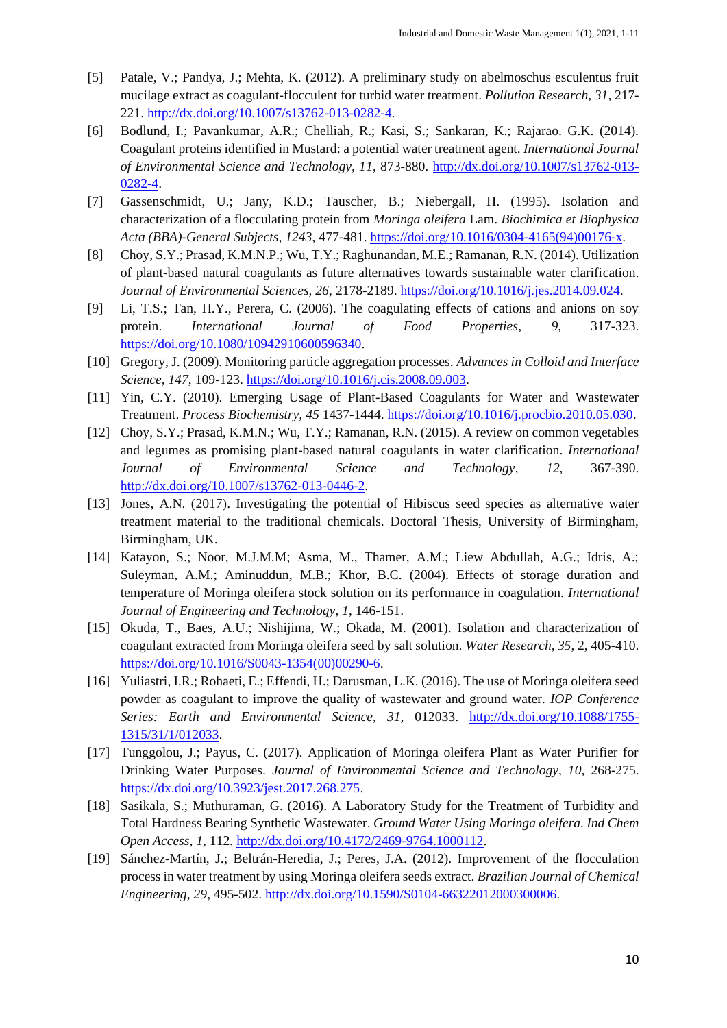[5] Patale, V.; Pandya, J.; Mehta, K. (2012). A preliminary study on abelmoschus esculentus fruit mucilage extract as coagulant-flocculent for turbid water treatment. *Pollution Research, 31*, 217-221. http://dx.doi.org/10.1007/s13762-013-0282-4.

[6] Bodlund, I.; Pavankumar, A.R.; Chelliah, R.; Kasi, S.; Sankaran, K.; Rajarao. G.K. (2014). Coagulant proteins identified in Mustard: a potential water treatment agent. *International Journal of Environmental Science and Technology*, *11*, 873-880. http://dx.doi.org/10.1007/s13762-013-0282-4.

[7] Gassenschmidt, U.; Jany, K.D.; Tauscher, B.; Niebergall, H. (1995). Isolation and characterization of a flocculating protein from *Moringa oleifera* Lam. *Biochimica et Biophysica Acta (BBA)-General Subjects, 1243*, 477-481. https://doi.org/10.1016/0304-4165(94)00176-x.

[8] Choy, S.Y.; Prasad, K.M.N.P.; Wu, T.Y.; Raghunandan, M.E.; Ramanan, R.N. (2014). Utilization of plant-based natural coagulants as future alternatives towards sustainable water clarification. *Journal of Environmental Sciences, 26*, 2178-2189. https://doi.org/10.1016/j.jes.2014.09.024.

[9] Li, T.S.; Tan, H.Y., Perera, C. (2006). The coagulating effects of cations and anions on soy protein. *International Journal of Food Properties*, *9*, 317-323. https://doi.org/10.1080/10942910600596340.

[10] Gregory, J. (2009). Monitoring particle aggregation processes. *Advances in Colloid and Interface Science, 147*, 109-123. https://doi.org/10.1016/j.cis.2008.09.003.

[11] Yin, C.Y. (2010). Emerging Usage of Plant-Based Coagulants for Water and Wastewater Treatment. *Process Biochemistry, 45* 1437-1444. https://doi.org/10.1016/j.procbio.2010.05.030.

[12] Choy, S.Y.; Prasad, K.M.N.; Wu, T.Y.; Ramanan, R.N. (2015). A review on common vegetables and legumes as promising plant-based natural coagulants in water clarification. *International Journal of Environmental Science and Technology*, *12*, 367-390. http://dx.doi.org/10.1007/s13762-013-0446-2.

[13] Jones, A.N. (2017). Investigating the potential of Hibiscus seed species as alternative water treatment material to the traditional chemicals. Doctoral Thesis, University of Birmingham, Birmingham, UK.

[14] Katayon, S.; Noor, M.J.M.M; Asma, M., Thamer, A.M.; Liew Abdullah, A.G.; Idris, A.; Suleyman, A.M.; Aminuddun, M.B.; Khor, B.C. (2004). Effects of storage duration and temperature of Moringa oleifera stock solution on its performance in coagulation. *International Journal of Engineering and Technology*, *1*, 146-151.

[15] Okuda, T., Baes, A.U.; Nishijima, W.; Okada, M. (2001). Isolation and characterization of coagulant extracted from Moringa oleifera seed by salt solution. *Water Research*, *35*, 2, 405-410. https://doi.org/10.1016/S0043-1354(00)00290-6.

[16] Yuliastri, I.R.; Rohaeti, E.; Effendi, H.; Darusman, L.K. (2016). The use of Moringa oleifera seed powder as coagulant to improve the quality of wastewater and ground water. *IOP Conference Series: Earth and Environmental Science*, *31*, 012033. http://dx.doi.org/10.1088/1755-1315/31/1/012033.

[17] Tunggolou, J.; Payus, C. (2017). Application of Moringa oleifera Plant as Water Purifier for Drinking Water Purposes. *Journal of Environmental Science and Technology*, *10*, 268-275. https://dx.doi.org/10.3923/jest.2017.268.275.

[18] Sasikala, S.; Muthuraman, G. (2016). A Laboratory Study for the Treatment of Turbidity and Total Hardness Bearing Synthetic Wastewater. *Ground Water Using Moringa oleifera. Ind Chem Open Access*, *1*, 112. http://dx.doi.org/10.4172/2469-9764.1000112.

[19] Sánchez-Martín, J.; Beltrán-Heredia, J.; Peres, J.A. (2012). Improvement of the flocculation process in water treatment by using Moringa oleifera seeds extract. *Brazilian Journal of Chemical Engineering*, *29*, 495-502. http://dx.doi.org/10.1590/S0104-66322012000300006.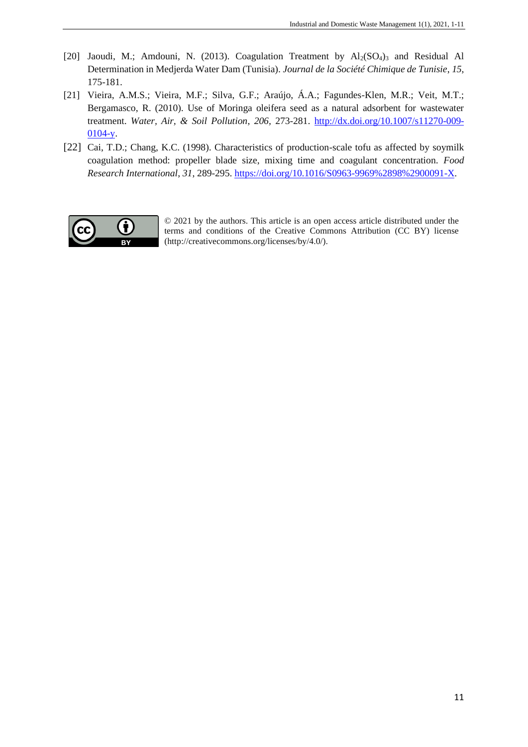[20] Jaoudi, M.; Amdouni, N. (2013). Coagulation Treatment by $Al_2(SO_4)_3$ and Residual Al Determination in Medjerda Water Dam (Tunisia). *Journal de la Société Chimique de Tunisie*, *15*, 175-181.

[21] Vieira, A.M.S.; Vieira, M.F.; Silva, G.F.; Araújo, Á.A.; Fagundes-Klen, M.R.; Veit, M.T.; Bergamasco, R. (2010). Use of Moringa oleifera seed as a natural adsorbent for wastewater treatment. *Water, Air, & Soil Pollution*, *206*, 273-281. http://dx.doi.org/10.1007/s11270-009-0104-y.

[22] Cai, T.D.; Chang, K.C. (1998). Characteristics of production-scale tofu as affected by soymilk coagulation method: propeller blade size, mixing time and coagulant concentration. *Food Research International*, *31*, 289-295. https://doi.org/10.1016/S0963-9969%2898%2900091-X.

© 2021 by the authors. This article is an open access article distributed under the terms and conditions of the Creative Commons Attribution (CC BY) license (http://creativecommons.org/licenses/by/4.0/).